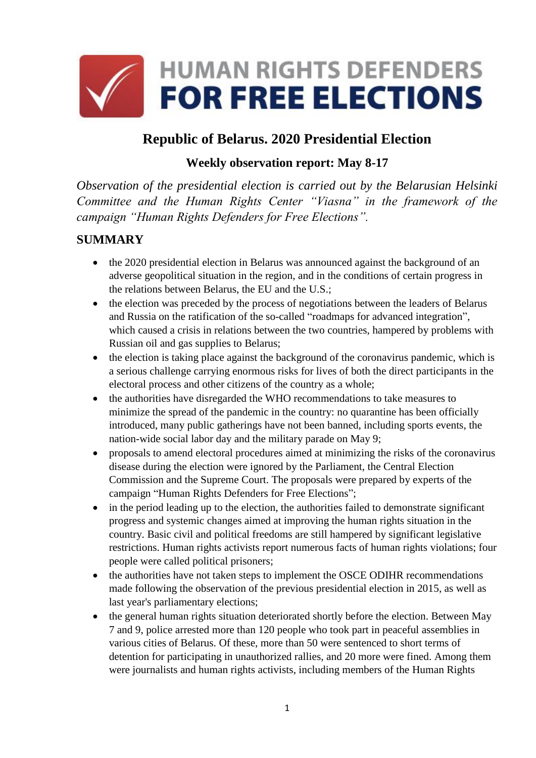# HUMAN RIGHTS DEFENDERS FOR FREE ELECTIONS

## Republic of Belarus. 2020 Presidential Election

### Weekly observation report: May 8-17

*Observation of the presidential election is carried out by the Belarusian Helsinki Committee and the Human Rights Center "Viasna" in the framework of the campaign "Human Rights Defenders for Free Elections".*

## SUMMARY

- the 2020 presidential election in Belarus was announced against the background of an adverse geopolitical situation in the region, and in the conditions of certain progress in the relations between Belarus, the EU and the U.S.;
- the election was preceded by the process of negotiations between the leaders of Belarus and Russia on the ratification of the so-called "roadmaps for advanced integration", which caused a crisis in relations between the two countries, hampered by problems with Russian oil and gas supplies to Belarus;
- the election is taking place against the background of the coronavirus pandemic, which is a serious challenge carrying enormous risks for lives of both the direct participants in the electoral process and other citizens of the country as a whole;
- the authorities have disregarded the WHO recommendations to take measures to minimize the spread of the pandemic in the country: no quarantine has been officially introduced, many public gatherings have not been banned, including sports events, the nation-wide social labor day and the military parade on May 9;
- proposals to amend electoral procedures aimed at minimizing the risks of the coronavirus disease during the election were ignored by the Parliament, the Central Election Commission and the Supreme Court. The proposals were prepared by experts of the campaign "Human Rights Defenders for Free Elections";
- in the period leading up to the election, the authorities failed to demonstrate significant progress and systemic changes aimed at improving the human rights situation in the country. Basic civil and political freedoms are still hampered by significant legislative restrictions. Human rights activists report numerous facts of human rights violations; four people were called political prisoners;
- the authorities have not taken steps to implement the OSCE ODIHR recommendations made following the observation of the previous presidential election in 2015, as well as last year's parliamentary elections;
- the general human rights situation deteriorated shortly before the election. Between May 7 and 9, police arrested more than 120 people who took part in peaceful assemblies in various cities of Belarus. Of these, more than 50 were sentenced to short terms of detention for participating in unauthorized rallies, and 20 more were fined. Among them were journalists and human rights activists, including members of the Human Rights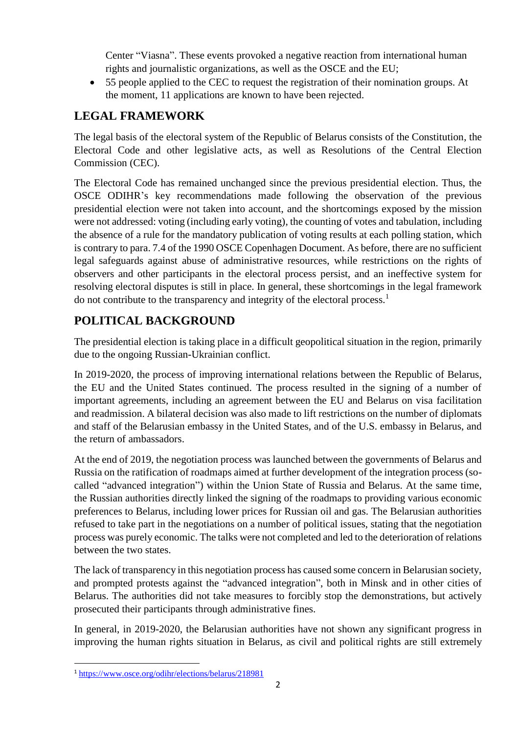Center "Viasna". These events provoked a negative reaction from international human rights and journalistic organizations, as well as the OSCE and the EU;

- 55 people applied to the CEC to request the registration of their nomination groups. At the moment, 11 applications are known to have been rejected.

## LEGAL FRAMEWORK

The legal basis of the electoral system of the Republic of Belarus consists of the Constitution, the Electoral Code and other legislative acts, as well as Resolutions of the Central Election Commission (CEC).

The Electoral Code has remained unchanged since the previous presidential election. Thus, the OSCE ODIHR's key recommendations made following the observation of the previous presidential election were not taken into account, and the shortcomings exposed by the mission were not addressed: voting (including early voting), the counting of votes and tabulation, including the absence of a rule for the mandatory publication of voting results at each polling station, which is contrary to para. 7.4 of the 1990 OSCE Copenhagen Document. As before, there are no sufficient legal safeguards against abuse of administrative resources, while restrictions on the rights of observers and other participants in the electoral process persist, and an ineffective system for resolving electoral disputes is still in place. In general, these shortcomings in the legal framework do not contribute to the transparency and integrity of the electoral process.[1]

## POLITICAL BACKGROUND

The presidential election is taking place in a difficult geopolitical situation in the region, primarily due to the ongoing Russian-Ukrainian conflict.

In 2019-2020, the process of improving international relations between the Republic of Belarus, the EU and the United States continued. The process resulted in the signing of a number of important agreements, including an agreement between the EU and Belarus on visa facilitation and readmission. A bilateral decision was also made to lift restrictions on the number of diplomats and staff of the Belarusian embassy in the United States, and of the U.S. embassy in Belarus, and the return of ambassadors.

At the end of 2019, the negotiation process was launched between the governments of Belarus and Russia on the ratification of roadmaps aimed at further development of the integration process (so-called "advanced integration") within the Union State of Russia and Belarus. At the same time, the Russian authorities directly linked the signing of the roadmaps to providing various economic preferences to Belarus, including lower prices for Russian oil and gas. The Belarusian authorities refused to take part in the negotiations on a number of political issues, stating that the negotiation process was purely economic. The talks were not completed and led to the deterioration of relations between the two states.

The lack of transparency in this negotiation process has caused some concern in Belarusian society, and prompted protests against the "advanced integration", both in Minsk and in other cities of Belarus. The authorities did not take measures to forcibly stop the demonstrations, but actively prosecuted their participants through administrative fines.

In general, in 2019-2020, the Belarusian authorities have not shown any significant progress in improving the human rights situation in Belarus, as civil and political rights are still extremely

[1] https://www.osce.org/odihr/elections/belarus/218981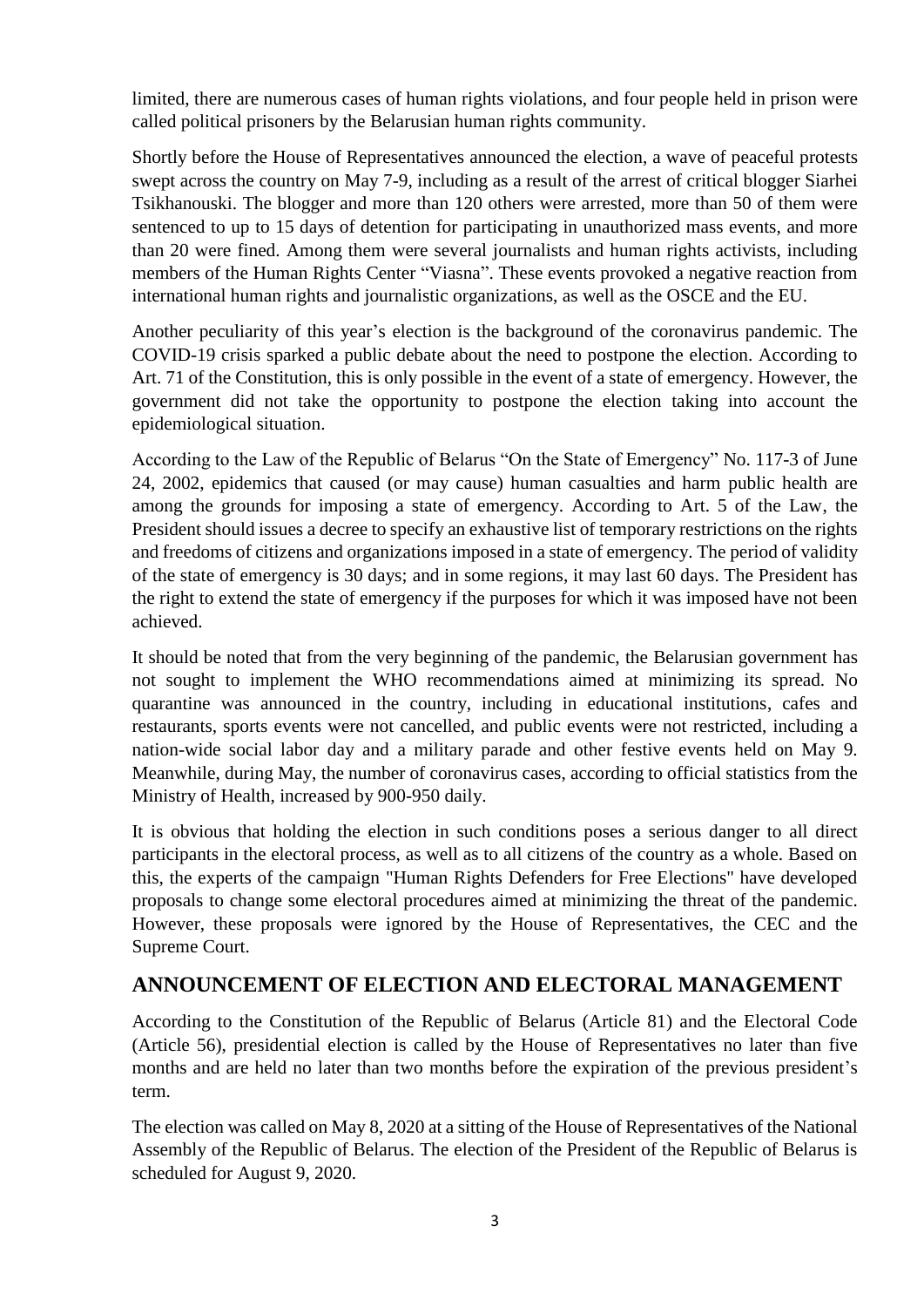limited, there are numerous cases of human rights violations, and four people held in prison were called political prisoners by the Belarusian human rights community.

Shortly before the House of Representatives announced the election, a wave of peaceful protests swept across the country on May 7-9, including as a result of the arrest of critical blogger Siarhei Tsikhanouski. The blogger and more than 120 others were arrested, more than 50 of them were sentenced to up to 15 days of detention for participating in unauthorized mass events, and more than 20 were fined. Among them were several journalists and human rights activists, including members of the Human Rights Center "Viasna". These events provoked a negative reaction from international human rights and journalistic organizations, as well as the OSCE and the EU.

Another peculiarity of this year's election is the background of the coronavirus pandemic. The COVID-19 crisis sparked a public debate about the need to postpone the election. According to Art. 71 of the Constitution, this is only possible in the event of a state of emergency. However, the government did not take the opportunity to postpone the election taking into account the epidemiological situation.

According to the Law of the Republic of Belarus "On the State of Emergency" No. 117-3 of June 24, 2002, epidemics that caused (or may cause) human casualties and harm public health are among the grounds for imposing a state of emergency. According to Art. 5 of the Law, the President should issues a decree to specify an exhaustive list of temporary restrictions on the rights and freedoms of citizens and organizations imposed in a state of emergency. The period of validity of the state of emergency is 30 days; and in some regions, it may last 60 days. The President has the right to extend the state of emergency if the purposes for which it was imposed have not been achieved.

It should be noted that from the very beginning of the pandemic, the Belarusian government has not sought to implement the WHO recommendations aimed at minimizing its spread. No quarantine was announced in the country, including in educational institutions, cafes and restaurants, sports events were not cancelled, and public events were not restricted, including a nation-wide social labor day and a military parade and other festive events held on May 9. Meanwhile, during May, the number of coronavirus cases, according to official statistics from the Ministry of Health, increased by 900-950 daily.

It is obvious that holding the election in such conditions poses a serious danger to all direct participants in the electoral process, as well as to all citizens of the country as a whole. Based on this, the experts of the campaign "Human Rights Defenders for Free Elections" have developed proposals to change some electoral procedures aimed at minimizing the threat of the pandemic. However, these proposals were ignored by the House of Representatives, the CEC and the Supreme Court.

## ANNOUNCEMENT OF ELECTION AND ELECTORAL MANAGEMENT

According to the Constitution of the Republic of Belarus (Article 81) and the Electoral Code (Article 56), presidential election is called by the House of Representatives no later than five months and are held no later than two months before the expiration of the previous president's term.

The election was called on May 8, 2020 at a sitting of the House of Representatives of the National Assembly of the Republic of Belarus. The election of the President of the Republic of Belarus is scheduled for August 9, 2020.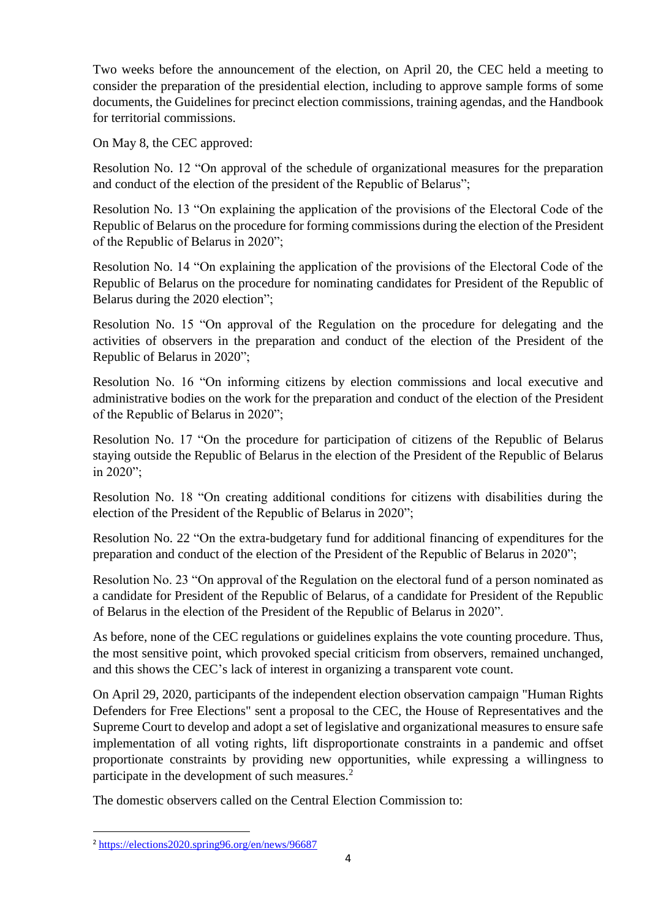Two weeks before the announcement of the election, on April 20, the CEC held a meeting to consider the preparation of the presidential election, including to approve sample forms of some documents, the Guidelines for precinct election commissions, training agendas, and the Handbook for territorial commissions.

On May 8, the CEC approved:

Resolution No. 12 "On approval of the schedule of organizational measures for the preparation and conduct of the election of the president of the Republic of Belarus";

Resolution No. 13 "On explaining the application of the provisions of the Electoral Code of the Republic of Belarus on the procedure for forming commissions during the election of the President of the Republic of Belarus in 2020";

Resolution No. 14 "On explaining the application of the provisions of the Electoral Code of the Republic of Belarus on the procedure for nominating candidates for President of the Republic of Belarus during the 2020 election";

Resolution No. 15 "On approval of the Regulation on the procedure for delegating and the activities of observers in the preparation and conduct of the election of the President of the Republic of Belarus in 2020";

Resolution No. 16 "On informing citizens by election commissions and local executive and administrative bodies on the work for the preparation and conduct of the election of the President of the Republic of Belarus in 2020";

Resolution No. 17 "On the procedure for participation of citizens of the Republic of Belarus staying outside the Republic of Belarus in the election of the President of the Republic of Belarus in 2020";

Resolution No. 18 "On creating additional conditions for citizens with disabilities during the election of the President of the Republic of Belarus in 2020";

Resolution No. 22 "On the extra-budgetary fund for additional financing of expenditures for the preparation and conduct of the election of the President of the Republic of Belarus in 2020";

Resolution No. 23 "On approval of the Regulation on the electoral fund of a person nominated as a candidate for President of the Republic of Belarus, of a candidate for President of the Republic of Belarus in the election of the President of the Republic of Belarus in 2020".

As before, none of the CEC regulations or guidelines explains the vote counting procedure. Thus, the most sensitive point, which provoked special criticism from observers, remained unchanged, and this shows the CEC's lack of interest in organizing a transparent vote count.

On April 29, 2020, participants of the independent election observation campaign "Human Rights Defenders for Free Elections" sent a proposal to the CEC, the House of Representatives and the Supreme Court to develop and adopt a set of legislative and organizational measures to ensure safe implementation of all voting rights, lift disproportionate constraints in a pandemic and offset proportionate constraints by providing new opportunities, while expressing a willingness to participate in the development of such measures.[2]

The domestic observers called on the Central Election Commission to:

[2] https://elections2020.spring96.org/en/news/96687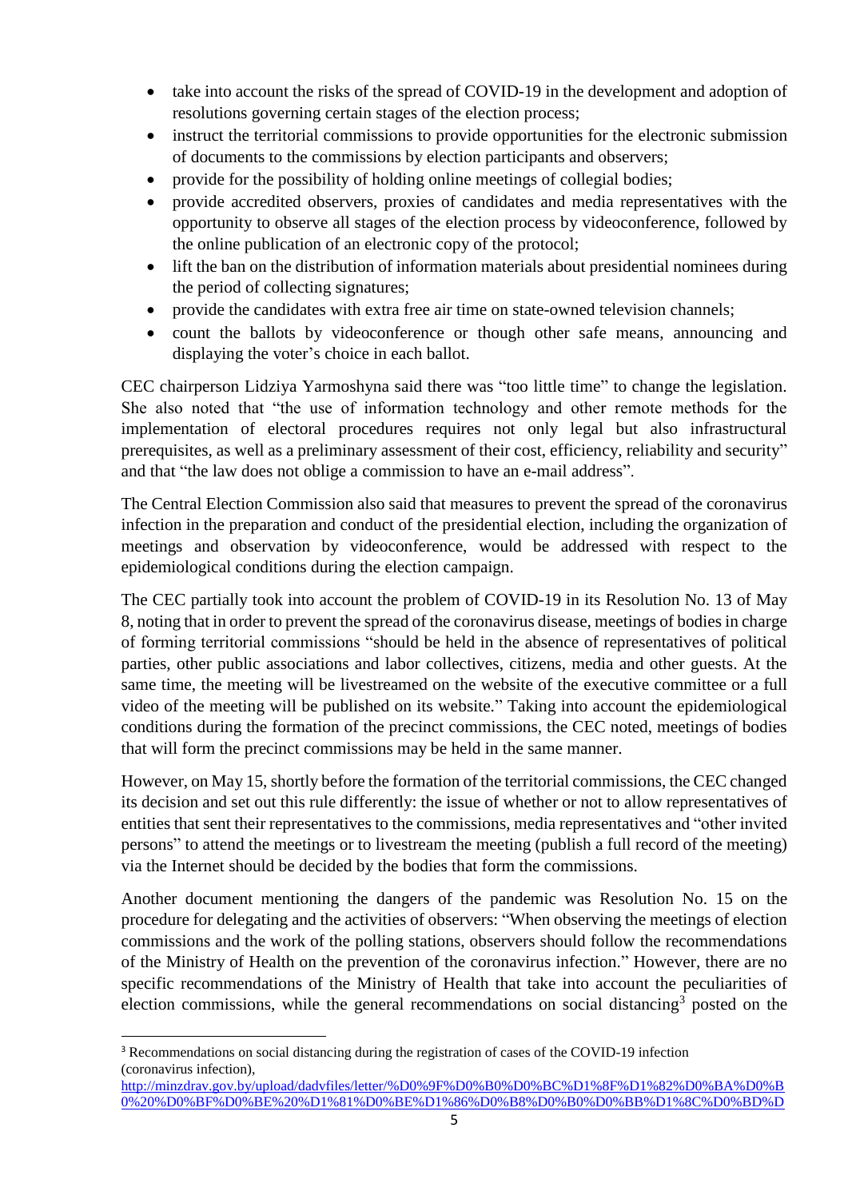- take into account the risks of the spread of COVID-19 in the development and adoption of resolutions governing certain stages of the election process;
- instruct the territorial commissions to provide opportunities for the electronic submission of documents to the commissions by election participants and observers;
- provide for the possibility of holding online meetings of collegial bodies;
- provide accredited observers, proxies of candidates and media representatives with the opportunity to observe all stages of the election process by videoconference, followed by the online publication of an electronic copy of the protocol;
- lift the ban on the distribution of information materials about presidential nominees during the period of collecting signatures;
- provide the candidates with extra free air time on state-owned television channels;
- count the ballots by videoconference or though other safe means, announcing and displaying the voter's choice in each ballot.

CEC chairperson Lidziya Yarmoshyna said there was "too little time" to change the legislation. She also noted that "the use of information technology and other remote methods for the implementation of electoral procedures requires not only legal but also infrastructural prerequisites, as well as a preliminary assessment of their cost, efficiency, reliability and security" and that "the law does not oblige a commission to have an e-mail address".

The Central Election Commission also said that measures to prevent the spread of the coronavirus infection in the preparation and conduct of the presidential election, including the organization of meetings and observation by videoconference, would be addressed with respect to the epidemiological conditions during the election campaign.

The CEC partially took into account the problem of COVID-19 in its Resolution No. 13 of May 8, noting that in order to prevent the spread of the coronavirus disease, meetings of bodies in charge of forming territorial commissions "should be held in the absence of representatives of political parties, other public associations and labor collectives, citizens, media and other guests. At the same time, the meeting will be livestreamed on the website of the executive committee or a full video of the meeting will be published on its website." Taking into account the epidemiological conditions during the formation of the precinct commissions, the CEC noted, meetings of bodies that will form the precinct commissions may be held in the same manner.

However, on May 15, shortly before the formation of the territorial commissions, the CEC changed its decision and set out this rule differently: the issue of whether or not to allow representatives of entities that sent their representatives to the commissions, media representatives and "other invited persons" to attend the meetings or to livestream the meeting (publish a full record of the meeting) via the Internet should be decided by the bodies that form the commissions.

Another document mentioning the dangers of the pandemic was Resolution No. 15 on the procedure for delegating and the activities of observers: "When observing the meetings of election commissions and the work of the polling stations, observers should follow the recommendations of the Ministry of Health on the prevention of the coronavirus infection." However, there are no specific recommendations of the Ministry of Health that take into account the peculiarities of election commissions, while the general recommendations on social distancing[3] posted on the

[3] Recommendations on social distancing during the registration of cases of the COVID-19 infection (coronavirus infection), http://minzdrav.gov.by/upload/dadvfiles/letter/%D0%9F%D0%B0%D0%BC%D1%8F%D1%82%D0%BA%D0%B0%20%D0%BF%D0%BE%20%D1%81%D0%BE%D1%86%D0%B8%D0%B0%D0%BB%D1%8C%D0%BD%D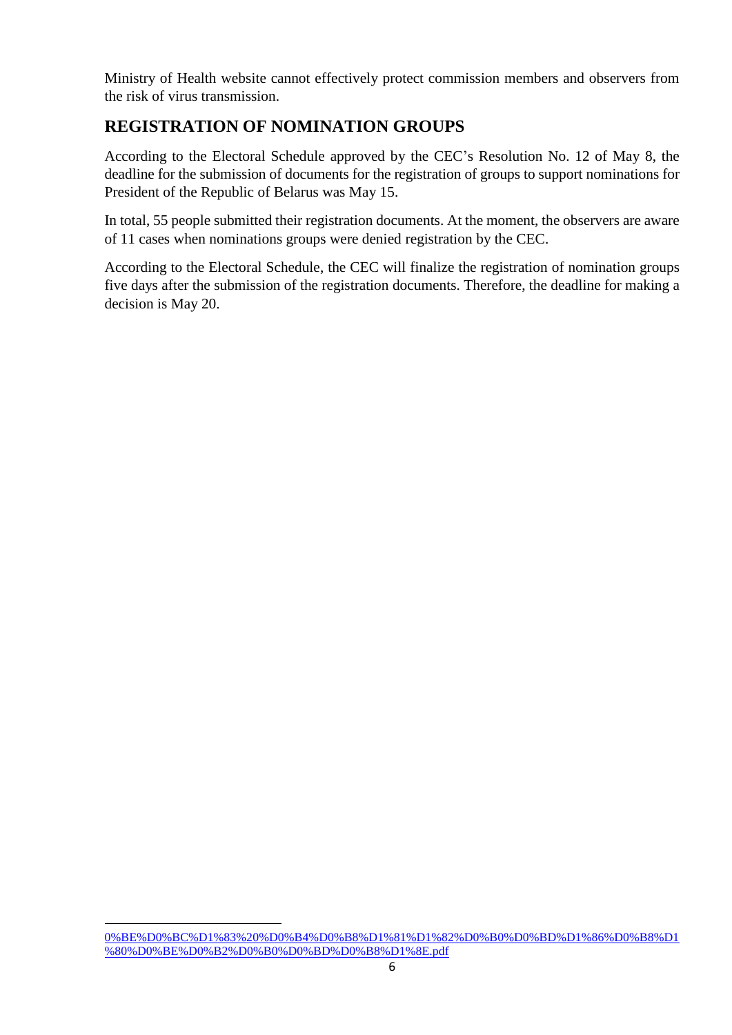Ministry of Health website cannot effectively protect commission members and observers from the risk of virus transmission.

## REGISTRATION OF NOMINATION GROUPS

According to the Electoral Schedule approved by the CEC's Resolution No. 12 of May 8, the deadline for the submission of documents for the registration of groups to support nominations for President of the Republic of Belarus was May 15.

In total, 55 people submitted their registration documents. At the moment, the observers are aware of 11 cases when nominations groups were denied registration by the CEC.

According to the Electoral Schedule, the CEC will finalize the registration of nomination groups five days after the submission of the registration documents. Therefore, the deadline for making a decision is May 20.

---

0%BE%D0%BC%D1%83%20%D0%B4%D0%B8%D1%81%D1%82%D0%B0%D0%BD%D1%86%D0%B8%D1%80%D0%BE%D0%B2%D0%B0%D0%BD%D0%B8%D1%8E.pdf